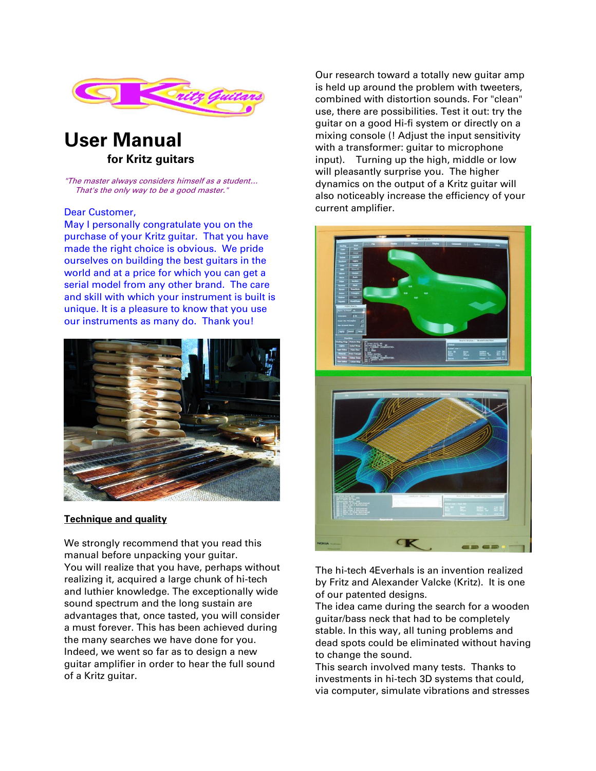# User Manual

**for Kritz guitars**

*"The master always considers himself as a student... That's the only way to be a good master."*

Dear Customer,
May I personally congratulate you on the purchase of your Kritz guitar. That you have made the right choice is obvious. We pride ourselves on building the best guitars in the world and at a price for which you can get a serial model from any other brand. The care and skill with which your instrument is built is unique. It is a pleasure to know that you use our instruments as many do. Thank you!

**Technique and quality**

We strongly recommend that you read this manual before unpacking your guitar.
You will realize that you have, perhaps without realizing it, acquired a large chunk of hi-tech and luthier knowledge. The exceptionally wide sound spectrum and the long sustain are advantages that, once tasted, you will consider a must forever. This has been achieved during the many searches we have done for you. Indeed, we went so far as to design a new guitar amplifier in order to hear the full sound of a Kritz guitar.

Our research toward a totally new guitar amp is held up around the problem with tweeters, combined with distortion sounds. For "clean" use, there are possibilities. Test it out: try the guitar on a good Hi-fi system or directly on a mixing console (! Adjust the input sensitivity with a transformer: guitar to microphone input). Turning up the high, middle or low will pleasantly surprise you. The higher dynamics on the output of a Kritz guitar will also noticeably increase the efficiency of your current amplifier.

The hi-tech 4Everhals is an invention realized by Fritz and Alexander Valcke (Kritz). It is one of our patented designs.
The idea came during the search for a wooden guitar/bass neck that had to be completely stable. In this way, all tuning problems and dead spots could be eliminated without having to change the sound.
This search involved many tests. Thanks to investments in hi-tech 3D systems that could, via computer, simulate vibrations and stresses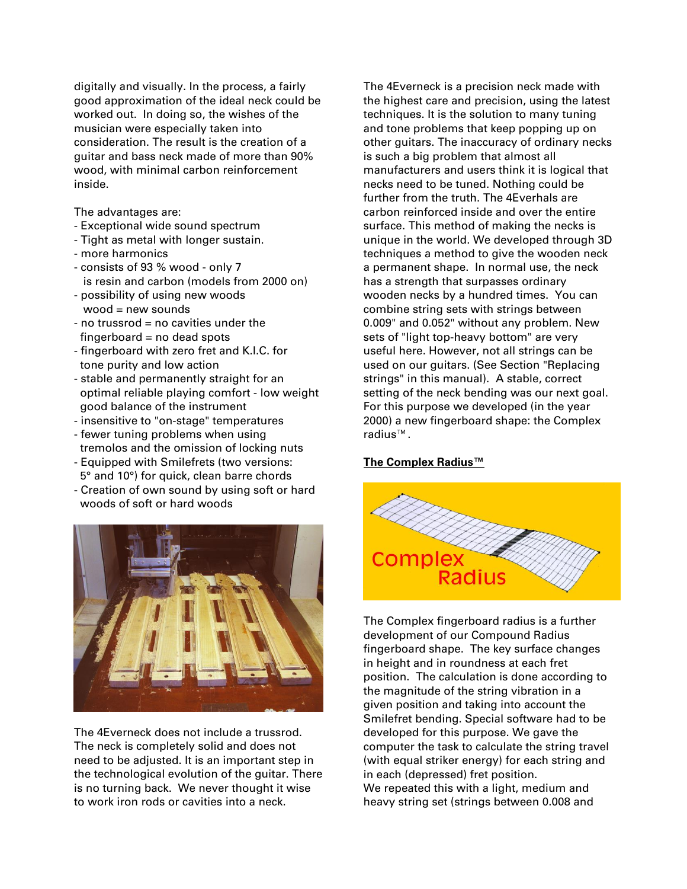digitally and visually. In the process, a fairly good approximation of the ideal neck could be worked out. In doing so, the wishes of the musician were especially taken into consideration. The result is the creation of a guitar and bass neck made of more than 90% wood, with minimal carbon reinforcement inside.

The advantages are:

- Exceptional wide sound spectrum
- Tight as metal with longer sustain.
- more harmonics
- consists of 93 % wood - only 7 is resin and carbon (models from 2000 on)
- possibility of using new woods wood = new sounds
- no trussrod = no cavities under the fingerboard = no dead spots
- fingerboard with zero fret and K.I.C. for tone purity and low action
- stable and permanently straight for an optimal reliable playing comfort - low weight good balance of the instrument
- insensitive to "on-stage" temperatures
- fewer tuning problems when using tremolos and the omission of locking nuts
- Equipped with Smilefrets (two versions: 5° and 10°) for quick, clean barre chords
- Creation of own sound by using soft or hard woods of soft or hard woods

The 4Everneck does not include a trussrod. The neck is completely solid and does not need to be adjusted. It is an important step in the technological evolution of the guitar. There is no turning back. We never thought it wise to work iron rods or cavities into a neck.

The 4Everneck is a precision neck made with the highest care and precision, using the latest techniques. It is the solution to many tuning and tone problems that keep popping up on other guitars. The inaccuracy of ordinary necks is such a big problem that almost all manufacturers and users think it is logical that necks need to be tuned. Nothing could be further from the truth. The 4Everhals are carbon reinforced inside and over the entire surface. This method of making the necks is unique in the world. We developed through 3D techniques a method to give the wooden neck a permanent shape. In normal use, the neck has a strength that surpasses ordinary wooden necks by a hundred times. You can combine string sets with strings between 0.009" and 0.052" without any problem. New sets of "light top-heavy bottom" are very useful here. However, not all strings can be used on our guitars. (See Section "Replacing strings" in this manual). A stable, correct setting of the neck bending was our next goal. For this purpose we developed (in the year 2000) a new fingerboard shape: the Complex radius™.

**The Complex Radius™**

The Complex fingerboard radius is a further development of our Compound Radius fingerboard shape. The key surface changes in height and in roundness at each fret position. The calculation is done according to the magnitude of the string vibration in a given position and taking into account the Smilefret bending. Special software had to be developed for this purpose. We gave the computer the task to calculate the string travel (with equal striker energy) for each string and in each (depressed) fret position.
We repeated this with a light, medium and heavy string set (strings between 0.008 and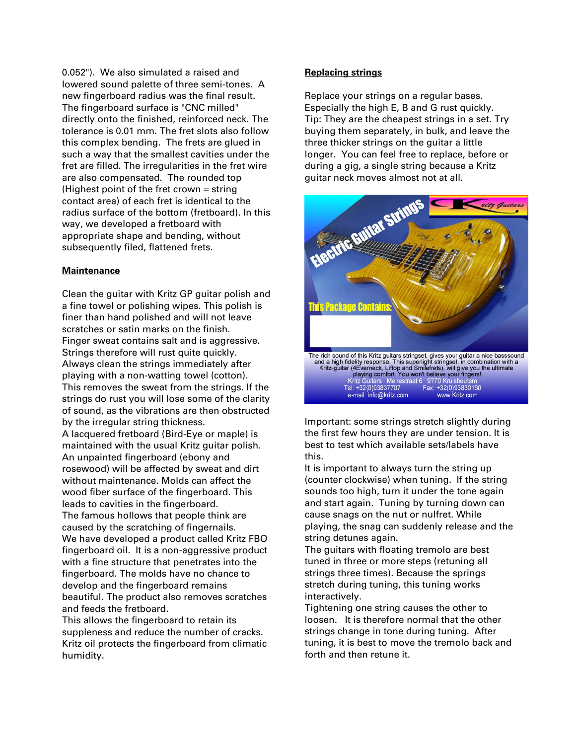0.052"). We also simulated a raised and lowered sound palette of three semi-tones. A new fingerboard radius was the final result. The fingerboard surface is "CNC milled" directly onto the finished, reinforced neck. The tolerance is 0.01 mm. The fret slots also follow this complex bending. The frets are glued in such a way that the smallest cavities under the fret are filled. The irregularities in the fret wire are also compensated. The rounded top (Highest point of the fret crown = string contact area) of each fret is identical to the radius surface of the bottom (fretboard). In this way, we developed a fretboard with appropriate shape and bending, without subsequently filed, flattened frets.

**Maintenance**

Clean the guitar with Kritz GP guitar polish and a fine towel or polishing wipes. This polish is finer than hand polished and will not leave scratches or satin marks on the finish.
Finger sweat contains salt and is aggressive. Strings therefore will rust quite quickly. Always clean the strings immediately after playing with a non-watting towel (cotton). This removes the sweat from the strings. If the strings do rust you will lose some of the clarity of sound, as the vibrations are then obstructed by the irregular string thickness.
A lacquered fretboard (Bird-Eye or maple) is maintained with the usual Kritz guitar polish. An unpainted fingerboard (ebony and rosewood) will be affected by sweat and dirt without maintenance. Molds can affect the wood fiber surface of the fingerboard. This leads to cavities in the fingerboard.
The famous hollows that people think are caused by the scratching of fingernails.
We have developed a product called Kritz FBO fingerboard oil. It is a non-aggressive product with a fine structure that penetrates into the fingerboard. The molds have no chance to develop and the fingerboard remains beautiful. The product also removes scratches and feeds the fretboard.
This allows the fingerboard to retain its suppleness and reduce the number of cracks. Kritz oil protects the fingerboard from climatic humidity.

**Replacing strings**

Replace your strings on a regular bases. Especially the high E, B and G rust quickly. Tip: They are the cheapest strings in a set. Try buying them separately, in bulk, and leave the three thicker strings on the guitar a little longer. You can feel free to replace, before or during a gig, a single string because a Kritz guitar neck moves almost not at all.

Electric Guitar Strings

This Package Contains:

The rich sound of this Kritz guitars stringset, gives your guitar a nice basssound and a high fidelity response. This superlight stringset, in combination with a Kritz-guitar (4Everneck, Liftop and Smilefrets), will give you the ultimate playing comfort. You won't believe your fingers!
Kritz Guitars Meirestraat 6 9770 Kruishoutem
Tel: +32(0)93837707 Fax: +32(0)93830160
e-mail: info@kritz.com www.Kritz.com

Important: some strings stretch slightly during the first few hours they are under tension. It is best to test which available sets/labels have this.
It is important to always turn the string up (counter clockwise) when tuning. If the string sounds too high, turn it under the tone again and start again. Tuning by turning down can cause snags on the nut or nulfret. While playing, the snag can suddenly release and the string detunes again.
The guitars with floating tremolo are best tuned in three or more steps (retuning all strings three times). Because the springs stretch during tuning, this tuning works interactively.
Tightening one string causes the other to loosen. It is therefore normal that the other strings change in tone during tuning. After tuning, it is best to move the tremolo back and forth and then retune it.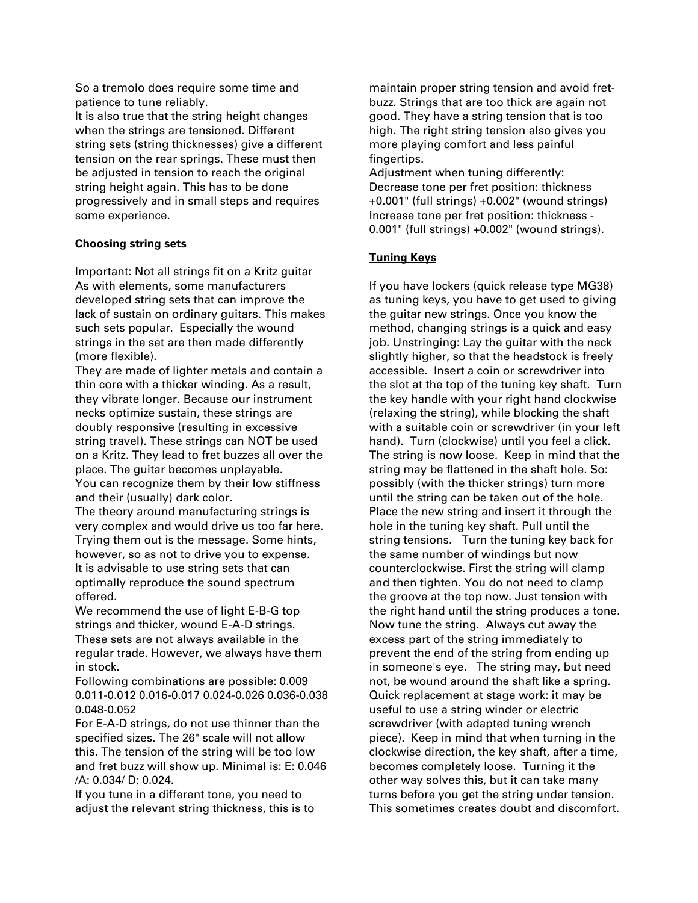So a tremolo does require some time and patience to tune reliably.
It is also true that the string height changes when the strings are tensioned. Different string sets (string thicknesses) give a different tension on the rear springs. These must then be adjusted in tension to reach the original string height again. This has to be done progressively and in small steps and requires some experience.

## Choosing string sets

Important: Not all strings fit on a Kritz guitar As with elements, some manufacturers developed string sets that can improve the lack of sustain on ordinary guitars. This makes such sets popular. Especially the wound strings in the set are then made differently (more flexible).
They are made of lighter metals and contain a thin core with a thicker winding. As a result, they vibrate longer. Because our instrument necks optimize sustain, these strings are doubly responsive (resulting in excessive string travel). These strings can NOT be used on a Kritz. They lead to fret buzzes all over the place. The guitar becomes unplayable.
You can recognize them by their low stiffness and their (usually) dark color.
The theory around manufacturing strings is very complex and would drive us too far here. Trying them out is the message. Some hints, however, so as not to drive you to expense.
It is advisable to use string sets that can optimally reproduce the sound spectrum offered.
We recommend the use of light E-B-G top strings and thicker, wound E-A-D strings. These sets are not always available in the regular trade. However, we always have them in stock.
Following combinations are possible: 0.009 0.011-0.012 0.016-0.017 0.024-0.026 0.036-0.038 0.048-0.052
For E-A-D strings, do not use thinner than the specified sizes. The 26" scale will not allow this. The tension of the string will be too low and fret buzz will show up. Minimal is: E: 0.046 /A: 0.034/ D: 0.024.
If you tune in a different tone, you need to adjust the relevant string thickness, this is to maintain proper string tension and avoid fret-buzz. Strings that are too thick are again not good. They have a string tension that is too high. The right string tension also gives you more playing comfort and less painful fingertips.
Adjustment when tuning differently:
Decrease tone per fret position: thickness +0.001" (full strings) +0.002" (wound strings)
Increase tone per fret position: thickness -0.001" (full strings) +0.002" (wound strings).

## Tuning Keys

If you have lockers (quick release type MG38) as tuning keys, you have to get used to giving the guitar new strings. Once you know the method, changing strings is a quick and easy job. Unstringing: Lay the guitar with the neck slightly higher, so that the headstock is freely accessible. Insert a coin or screwdriver into the slot at the top of the tuning key shaft. Turn the key handle with your right hand clockwise (relaxing the string), while blocking the shaft with a suitable coin or screwdriver (in your left hand). Turn (clockwise) until you feel a click. The string is now loose. Keep in mind that the string may be flattened in the shaft hole. So: possibly (with the thicker strings) turn more until the string can be taken out of the hole. Place the new string and insert it through the hole in the tuning key shaft. Pull until the string tensions. Turn the tuning key back for the same number of windings but now counterclockwise. First the string will clamp and then tighten. You do not need to clamp the groove at the top now. Just tension with the right hand until the string produces a tone. Now tune the string. Always cut away the excess part of the string immediately to prevent the end of the string from ending up in someone's eye. The string may, but need not, be wound around the shaft like a spring. Quick replacement at stage work: it may be useful to use a string winder or electric screwdriver (with adapted tuning wrench piece). Keep in mind that when turning in the clockwise direction, the key shaft, after a time, becomes completely loose. Turning it the other way solves this, but it can take many turns before you get the string under tension. This sometimes creates doubt and discomfort.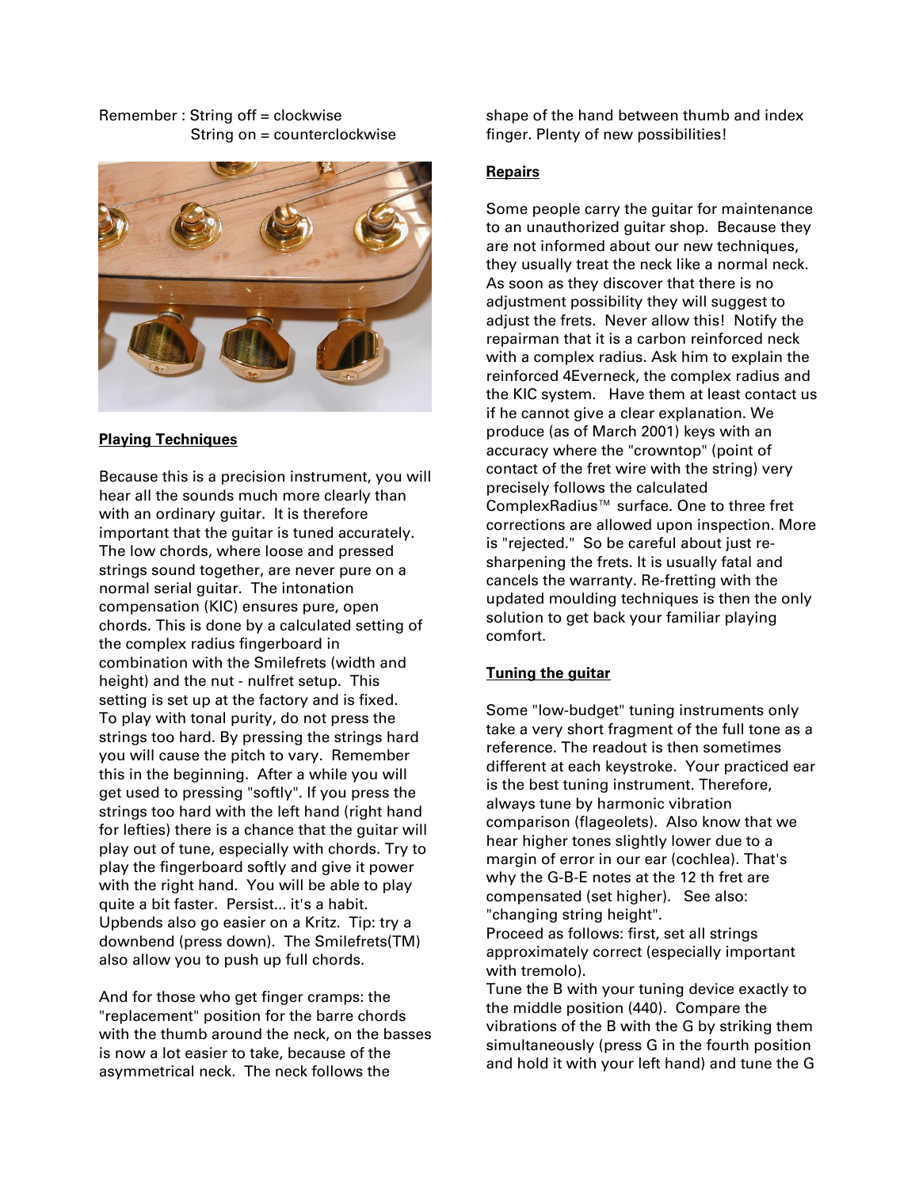Remember : String off = clockwise
String on = counterclockwise

## Playing Techniques

Because this is a precision instrument, you will hear all the sounds much more clearly than with an ordinary guitar. It is therefore important that the guitar is tuned accurately. The low chords, where loose and pressed strings sound together, are never pure on a normal serial guitar. The intonation compensation (KIC) ensures pure, open chords. This is done by a calculated setting of the complex radius fingerboard in combination with the Smilefrets (width and height) and the nut - nulfret setup. This setting is set up at the factory and is fixed. To play with tonal purity, do not press the strings too hard. By pressing the strings hard you will cause the pitch to vary. Remember this in the beginning. After a while you will get used to pressing "softly". If you press the strings too hard with the left hand (right hand for lefties) there is a chance that the guitar will play out of tune, especially with chords. Try to play the fingerboard softly and give it power with the right hand. You will be able to play quite a bit faster. Persist... it's a habit. Upbends also go easier on a Kritz. Tip: try a downbend (press down). The Smilefrets(TM) also allow you to push up full chords.

And for those who get finger cramps: the "replacement" position for the barre chords with the thumb around the neck, on the basses is now a lot easier to take, because of the asymmetrical neck. The neck follows the shape of the hand between thumb and index finger. Plenty of new possibilities!

## Repairs

Some people carry the guitar for maintenance to an unauthorized guitar shop. Because they are not informed about our new techniques, they usually treat the neck like a normal neck. As soon as they discover that there is no adjustment possibility they will suggest to adjust the frets. Never allow this! Notify the repairman that it is a carbon reinforced neck with a complex radius. Ask him to explain the reinforced 4Everneck, the complex radius and the KIC system. Have them at least contact us if he cannot give a clear explanation. We produce (as of March 2001) keys with an accuracy where the "crowntop" (point of contact of the fret wire with the string) very precisely follows the calculated ComplexRadius™ surface. One to three fret corrections are allowed upon inspection. More is "rejected." So be careful about just re-sharpening the frets. It is usually fatal and cancels the warranty. Re-fretting with the updated moulding techniques is then the only solution to get back your familiar playing comfort.

## Tuning the guitar

Some "low-budget" tuning instruments only take a very short fragment of the full tone as a reference. The readout is then sometimes different at each keystroke. Your practiced ear is the best tuning instrument. Therefore, always tune by harmonic vibration comparison (flageolets). Also know that we hear higher tones slightly lower due to a margin of error in our ear (cochlea). That's why the G-B-E notes at the 12 th fret are compensated (set higher). See also: "changing string height".

Proceed as follows: first, set all strings approximately correct (especially important with tremolo).

Tune the B with your tuning device exactly to the middle position (440). Compare the vibrations of the B with the G by striking them simultaneously (press G in the fourth position and hold it with your left hand) and tune the G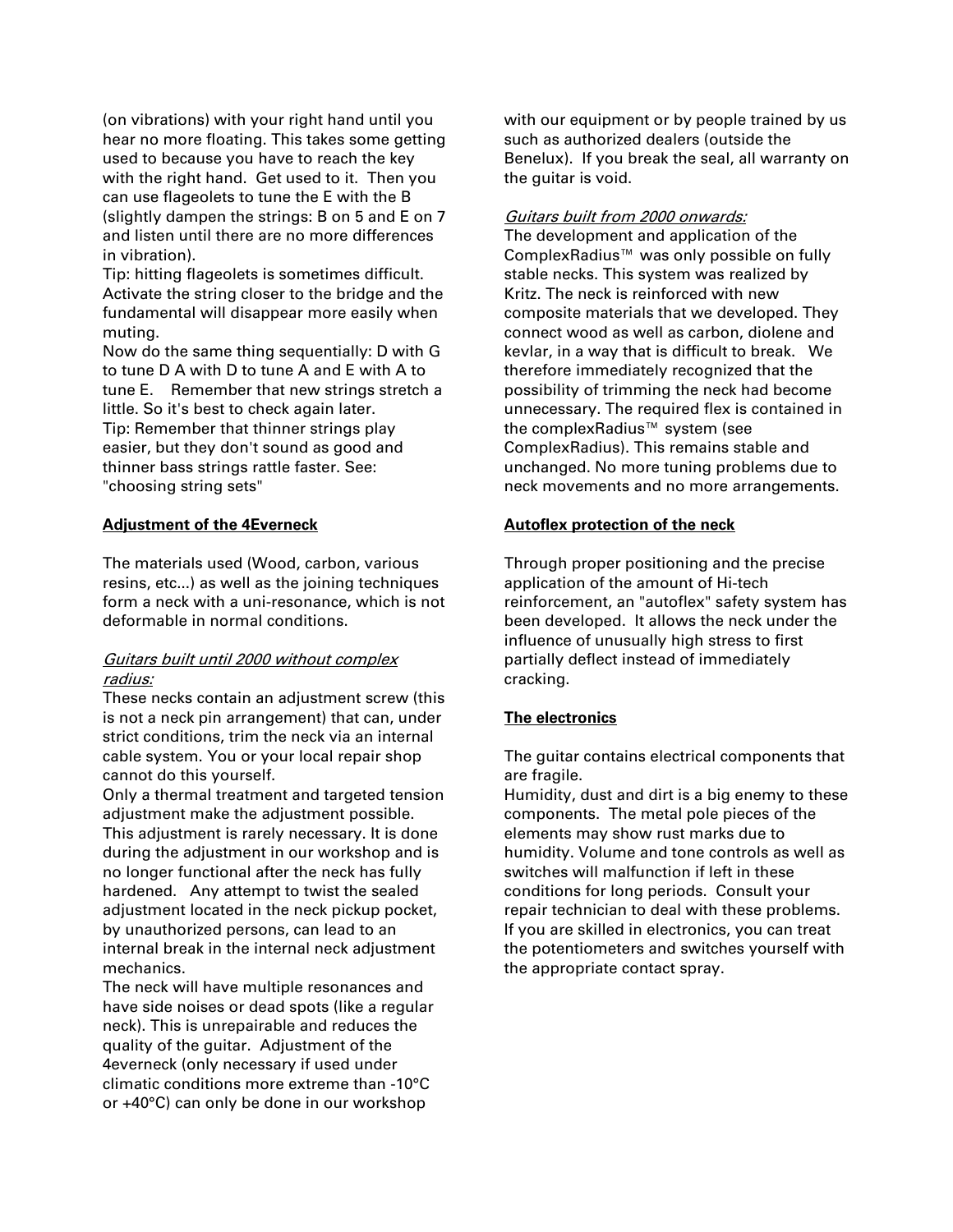(on vibrations) with your right hand until you hear no more floating. This takes some getting used to because you have to reach the key with the right hand. Get used to it. Then you can use flageolets to tune the E with the B (slightly dampen the strings: B on 5 and E on 7 and listen until there are no more differences in vibration).

Tip: hitting flageolets is sometimes difficult. Activate the string closer to the bridge and the fundamental will disappear more easily when muting.

Now do the same thing sequentially: D with G to tune D A with D to tune A and E with A to tune E. Remember that new strings stretch a little. So it's best to check again later.

Tip: Remember that thinner strings play easier, but they don't sound as good and thinner bass strings rattle faster. See: "choosing string sets"

**Adjustment of the 4Everneck**

The materials used (Wood, carbon, various resins, etc...) as well as the joining techniques form a neck with a uni-resonance, which is not deformable in normal conditions.

*Guitars built until 2000 without complex radius:*

These necks contain an adjustment screw (this is not a neck pin arrangement) that can, under strict conditions, trim the neck via an internal cable system. You or your local repair shop cannot do this yourself.

Only a thermal treatment and targeted tension adjustment make the adjustment possible. This adjustment is rarely necessary. It is done during the adjustment in our workshop and is no longer functional after the neck has fully hardened. Any attempt to twist the sealed adjustment located in the neck pickup pocket, by unauthorized persons, can lead to an internal break in the internal neck adjustment mechanics.

The neck will have multiple resonances and have side noises or dead spots (like a regular neck). This is unrepairable and reduces the quality of the guitar. Adjustment of the 4everneck (only necessary if used under climatic conditions more extreme than -10°C or +40°C) can only be done in our workshop with our equipment or by people trained by us such as authorized dealers (outside the Benelux). If you break the seal, all warranty on the guitar is void.

*Guitars built from 2000 onwards:*

The development and application of the ComplexRadius™ was only possible on fully stable necks. This system was realized by Kritz. The neck is reinforced with new composite materials that we developed. They connect wood as well as carbon, diolene and kevlar, in a way that is difficult to break. We therefore immediately recognized that the possibility of trimming the neck had become unnecessary. The required flex is contained in the complexRadius™ system (see ComplexRadius). This remains stable and unchanged. No more tuning problems due to neck movements and no more arrangements.

**Autoflex protection of the neck**

Through proper positioning and the precise application of the amount of Hi-tech reinforcement, an "autoflex" safety system has been developed. It allows the neck under the influence of unusually high stress to first partially deflect instead of immediately cracking.

**The electronics**

The guitar contains electrical components that are fragile.

Humidity, dust and dirt is a big enemy to these components. The metal pole pieces of the elements may show rust marks due to humidity. Volume and tone controls as well as switches will malfunction if left in these conditions for long periods. Consult your repair technician to deal with these problems. If you are skilled in electronics, you can treat the potentiometers and switches yourself with the appropriate contact spray.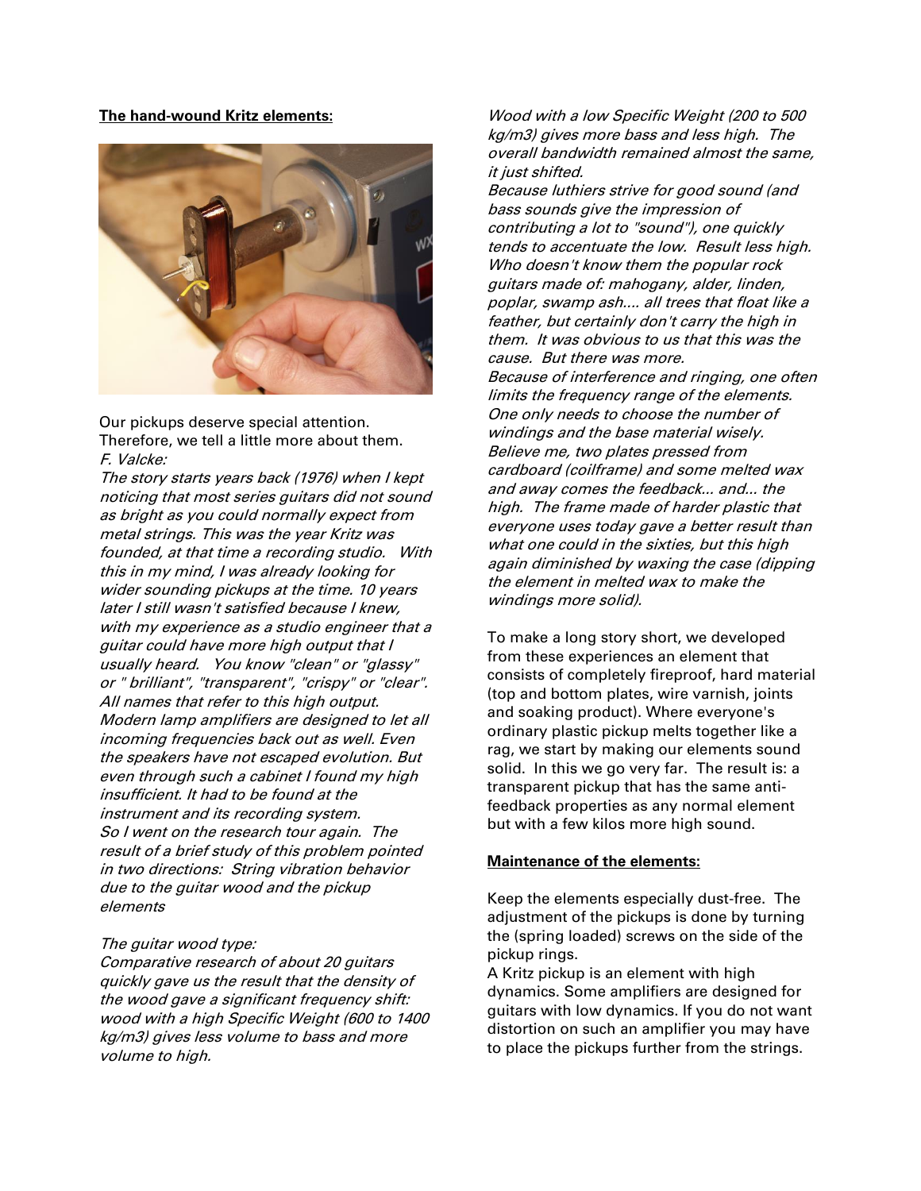**The hand-wound Kritz elements:**

Our pickups deserve special attention. Therefore, we tell a little more about them.
*F. Valcke:*

*The story starts years back (1976) when I kept noticing that most series guitars did not sound as bright as you could normally expect from metal strings. This was the year Kritz was founded, at that time a recording studio. With this in my mind, I was already looking for wider sounding pickups at the time. 10 years later I still wasn't satisfied because I knew, with my experience as a studio engineer that a guitar could have more high output that I usually heard. You know "clean" or "glassy" or " brilliant", "transparent", "crispy" or "clear". All names that refer to this high output. Modern lamp amplifiers are designed to let all incoming frequencies back out as well. Even the speakers have not escaped evolution. But even through such a cabinet I found my high insufficient. It had to be found at the instrument and its recording system.*
*So I went on the research tour again. The result of a brief study of this problem pointed in two directions: String vibration behavior due to the guitar wood and the pickup elements*

*The guitar wood type:*
*Comparative research of about 20 guitars quickly gave us the result that the density of the wood gave a significant frequency shift: wood with a high Specific Weight (600 to 1400 kg/m3) gives less volume to bass and more volume to high.*
*Wood with a low Specific Weight (200 to 500 kg/m3) gives more bass and less high. The overall bandwidth remained almost the same, it just shifted.*
*Because luthiers strive for good sound (and bass sounds give the impression of contributing a lot to "sound"), one quickly tends to accentuate the low. Result less high. Who doesn't know them the popular rock guitars made of: mahogany, alder, linden, poplar, swamp ash.... all trees that float like a feather, but certainly don't carry the high in them. It was obvious to us that this was the cause. But there was more.*
*Because of interference and ringing, one often limits the frequency range of the elements. One only needs to choose the number of windings and the base material wisely. Believe me, two plates pressed from cardboard (coilframe) and some melted wax and away comes the feedback... and... the high. The frame made of harder plastic that everyone uses today gave a better result than what one could in the sixties, but this high again diminished by waxing the case (dipping the element in melted wax to make the windings more solid).*

To make a long story short, we developed from these experiences an element that consists of completely fireproof, hard material (top and bottom plates, wire varnish, joints and soaking product). Where everyone's ordinary plastic pickup melts together like a rag, we start by making our elements sound solid. In this we go very far. The result is: a transparent pickup that has the same anti-feedback properties as any normal element but with a few kilos more high sound.

**Maintenance of the elements:**

Keep the elements especially dust-free. The adjustment of the pickups is done by turning the (spring loaded) screws on the side of the pickup rings.
A Kritz pickup is an element with high dynamics. Some amplifiers are designed for guitars with low dynamics. If you do not want distortion on such an amplifier you may have to place the pickups further from the strings.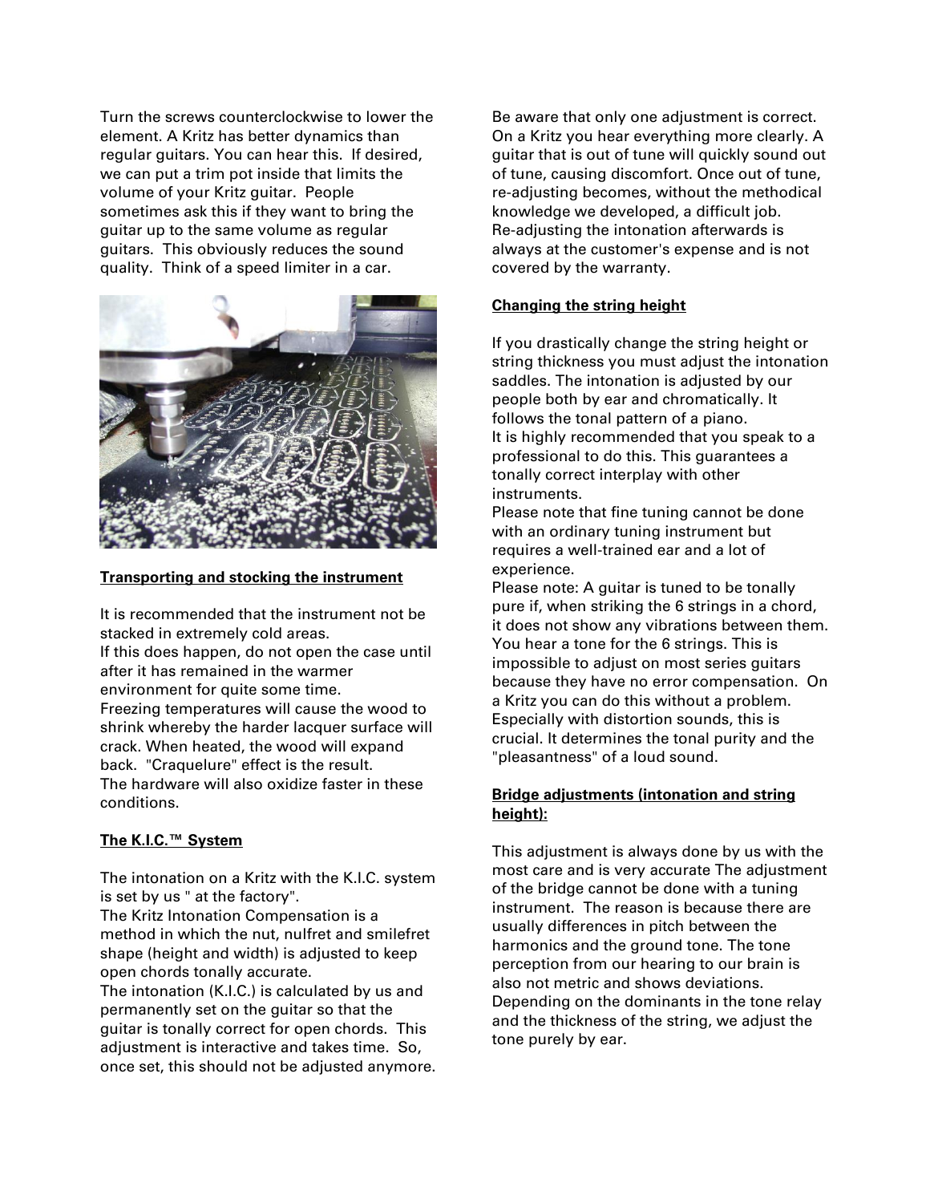Turn the screws counterclockwise to lower the element. A Kritz has better dynamics than regular guitars. You can hear this. If desired, we can put a trim pot inside that limits the volume of your Kritz guitar. People sometimes ask this if they want to bring the guitar up to the same volume as regular guitars. This obviously reduces the sound quality. Think of a speed limiter in a car.

**Transporting and stocking the instrument**

It is recommended that the instrument not be stacked in extremely cold areas.
If this does happen, do not open the case until after it has remained in the warmer environment for quite some time.
Freezing temperatures will cause the wood to shrink whereby the harder lacquer surface will crack. When heated, the wood will expand back. "Craquelure" effect is the result.
The hardware will also oxidize faster in these conditions.

**The K.I.C.™ System**

The intonation on a Kritz with the K.I.C. system is set by us " at the factory".
The Kritz Intonation Compensation is a method in which the nut, nulfret and smilefret shape (height and width) is adjusted to keep open chords tonally accurate.
The intonation (K.I.C.) is calculated by us and permanently set on the guitar so that the guitar is tonally correct for open chords. This adjustment is interactive and takes time. So, once set, this should not be adjusted anymore.

Be aware that only one adjustment is correct. On a Kritz you hear everything more clearly. A guitar that is out of tune will quickly sound out of tune, causing discomfort. Once out of tune, re-adjusting becomes, without the methodical knowledge we developed, a difficult job.
Re-adjusting the intonation afterwards is always at the customer's expense and is not covered by the warranty.

**Changing the string height**

If you drastically change the string height or string thickness you must adjust the intonation saddles. The intonation is adjusted by our people both by ear and chromatically. It follows the tonal pattern of a piano.
It is highly recommended that you speak to a professional to do this. This guarantees a tonally correct interplay with other instruments.
Please note that fine tuning cannot be done with an ordinary tuning instrument but requires a well-trained ear and a lot of experience.
Please note: A guitar is tuned to be tonally pure if, when striking the 6 strings in a chord, it does not show any vibrations between them. You hear a tone for the 6 strings. This is impossible to adjust on most series guitars because they have no error compensation. On a Kritz you can do this without a problem. Especially with distortion sounds, this is crucial. It determines the tonal purity and the "pleasantness" of a loud sound.

**Bridge adjustments (intonation and string height):**

This adjustment is always done by us with the most care and is very accurate The adjustment of the bridge cannot be done with a tuning instrument. The reason is because there are usually differences in pitch between the harmonics and the ground tone. The tone perception from our hearing to our brain is also not metric and shows deviations. Depending on the dominants in the tone relay and the thickness of the string, we adjust the tone purely by ear.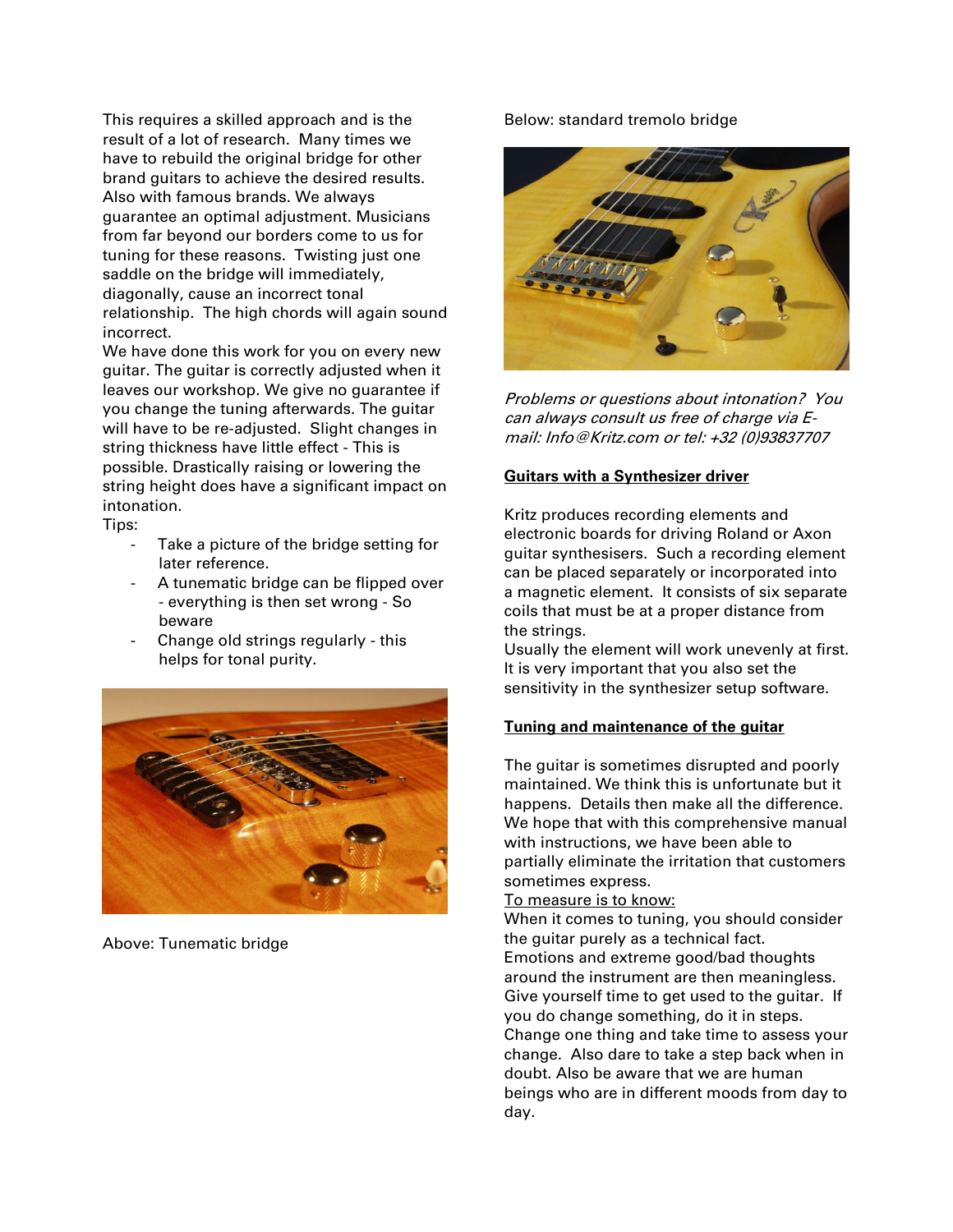This requires a skilled approach and is the result of a lot of research. Many times we have to rebuild the original bridge for other brand guitars to achieve the desired results. Also with famous brands. We always guarantee an optimal adjustment. Musicians from far beyond our borders come to us for tuning for these reasons. Twisting just one saddle on the bridge will immediately, diagonally, cause an incorrect tonal relationship. The high chords will again sound incorrect.

We have done this work for you on every new guitar. The guitar is correctly adjusted when it leaves our workshop. We give no guarantee if you change the tuning afterwards. The guitar will have to be re-adjusted. Slight changes in string thickness have little effect - This is possible. Drastically raising or lowering the string height does have a significant impact on intonation.

Tips:

- Take a picture of the bridge setting for later reference.
- A tunematic bridge can be flipped over - everything is then set wrong - So beware
- Change old strings regularly - this helps for tonal purity.

Above: Tunematic bridge

Below: standard tremolo bridge

*Problems or questions about intonation? You can always consult us free of charge via E-mail: Info@Kritz.com or tel: +32 (0)93837707*

**<u>Guitars with a Synthesizer driver</u>**

Kritz produces recording elements and electronic boards for driving Roland or Axon guitar synthesisers. Such a recording element can be placed separately or incorporated into a magnetic element. It consists of six separate coils that must be at a proper distance from the strings.

Usually the element will work unevenly at first. It is very important that you also set the sensitivity in the synthesizer setup software.

**<u>Tuning and maintenance of the guitar</u>**

The guitar is sometimes disrupted and poorly maintained. We think this is unfortunate but it happens. Details then make all the difference. We hope that with this comprehensive manual with instructions, we have been able to partially eliminate the irritation that customers sometimes express.

<u>To measure is to know:</u>

When it comes to tuning, you should consider the guitar purely as a technical fact.

Emotions and extreme good/bad thoughts around the instrument are then meaningless. Give yourself time to get used to the guitar. If you do change something, do it in steps. Change one thing and take time to assess your change. Also dare to take a step back when in doubt. Also be aware that we are human beings who are in different moods from day to day.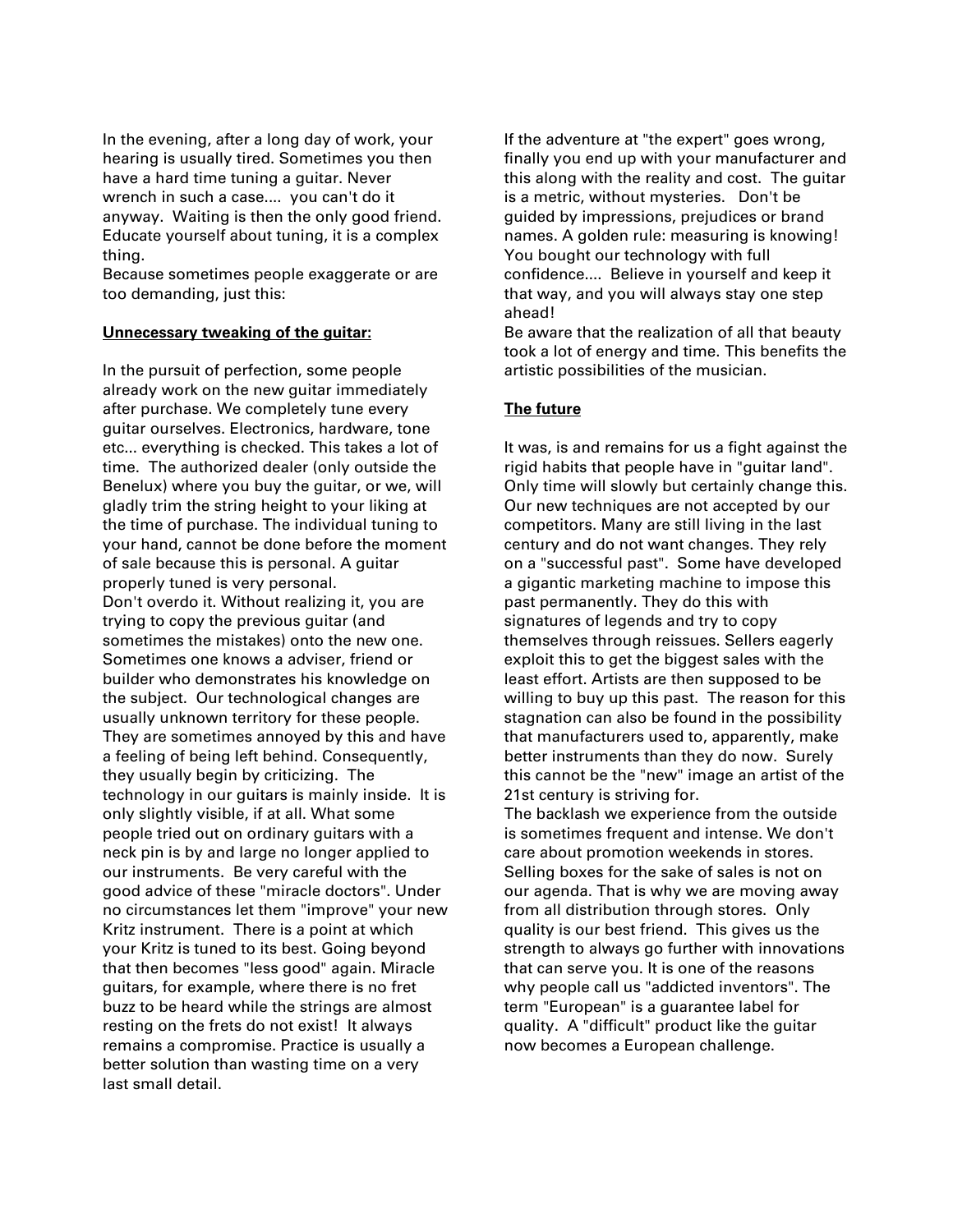In the evening, after a long day of work, your hearing is usually tired. Sometimes you then have a hard time tuning a guitar. Never wrench in such a case.... you can't do it anyway. Waiting is then the only good friend. Educate yourself about tuning, it is a complex thing.
Because sometimes people exaggerate or are too demanding, just this:

**Unnecessary tweaking of the guitar:**

In the pursuit of perfection, some people already work on the new guitar immediately after purchase. We completely tune every guitar ourselves. Electronics, hardware, tone etc... everything is checked. This takes a lot of time. The authorized dealer (only outside the Benelux) where you buy the guitar, or we, will gladly trim the string height to your liking at the time of purchase. The individual tuning to your hand, cannot be done before the moment of sale because this is personal. A guitar properly tuned is very personal.
Don't overdo it. Without realizing it, you are trying to copy the previous guitar (and sometimes the mistakes) onto the new one. Sometimes one knows a adviser, friend or builder who demonstrates his knowledge on the subject. Our technological changes are usually unknown territory for these people. They are sometimes annoyed by this and have a feeling of being left behind. Consequently, they usually begin by criticizing. The technology in our guitars is mainly inside. It is only slightly visible, if at all. What some people tried out on ordinary guitars with a neck pin is by and large no longer applied to our instruments. Be very careful with the good advice of these "miracle doctors". Under no circumstances let them "improve" your new Kritz instrument. There is a point at which your Kritz is tuned to its best. Going beyond that then becomes "less good" again. Miracle guitars, for example, where there is no fret buzz to be heard while the strings are almost resting on the frets do not exist! It always remains a compromise. Practice is usually a better solution than wasting time on a very last small detail.

If the adventure at "the expert" goes wrong, finally you end up with your manufacturer and this along with the reality and cost. The guitar is a metric, without mysteries. Don't be guided by impressions, prejudices or brand names. A golden rule: measuring is knowing! You bought our technology with full confidence.... Believe in yourself and keep it that way, and you will always stay one step ahead!
Be aware that the realization of all that beauty took a lot of energy and time. This benefits the artistic possibilities of the musician.

**The future**

It was, is and remains for us a fight against the rigid habits that people have in "guitar land". Only time will slowly but certainly change this. Our new techniques are not accepted by our competitors. Many are still living in the last century and do not want changes. They rely on a "successful past". Some have developed a gigantic marketing machine to impose this past permanently. They do this with signatures of legends and try to copy themselves through reissues. Sellers eagerly exploit this to get the biggest sales with the least effort. Artists are then supposed to be willing to buy up this past. The reason for this stagnation can also be found in the possibility that manufacturers used to, apparently, make better instruments than they do now. Surely this cannot be the "new" image an artist of the 21st century is striving for.
The backlash we experience from the outside is sometimes frequent and intense. We don't care about promotion weekends in stores. Selling boxes for the sake of sales is not on our agenda. That is why we are moving away from all distribution through stores. Only quality is our best friend. This gives us the strength to always go further with innovations that can serve you. It is one of the reasons why people call us "addicted inventors". The term "European" is a guarantee label for quality. A "difficult" product like the guitar now becomes a European challenge.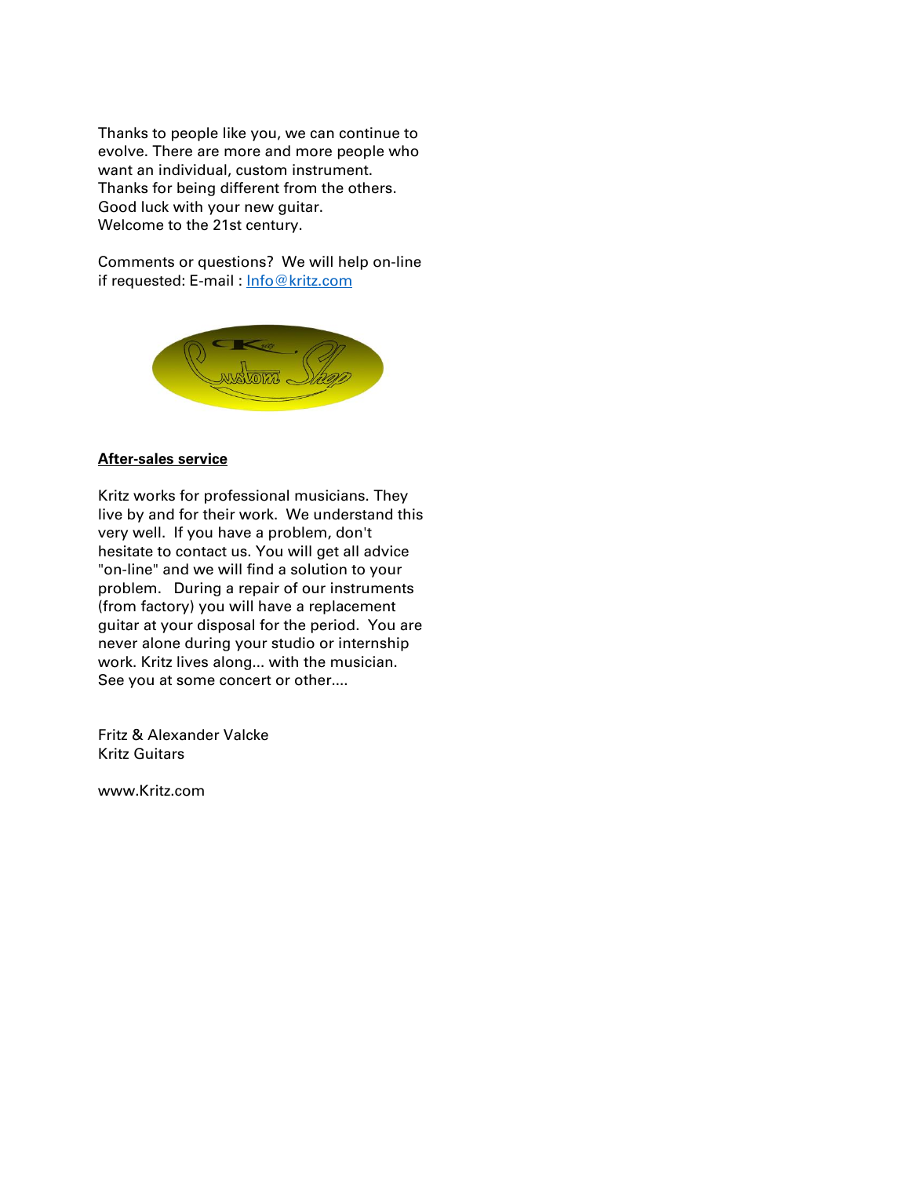Thanks to people like you, we can continue to evolve. There are more and more people who want an individual, custom instrument. Thanks for being different from the others. Good luck with your new guitar. Welcome to the 21st century.

Comments or questions? We will help on-line if requested: E-mail : Info@kritz.com

**After-sales service**

Kritz works for professional musicians. They live by and for their work. We understand this very well. If you have a problem, don't hesitate to contact us. You will get all advice "on-line" and we will find a solution to your problem. During a repair of our instruments (from factory) you will have a replacement guitar at your disposal for the period. You are never alone during your studio or internship work. Kritz lives along... with the musician. See you at some concert or other....

Fritz & Alexander Valcke
Kritz Guitars

www.Kritz.com